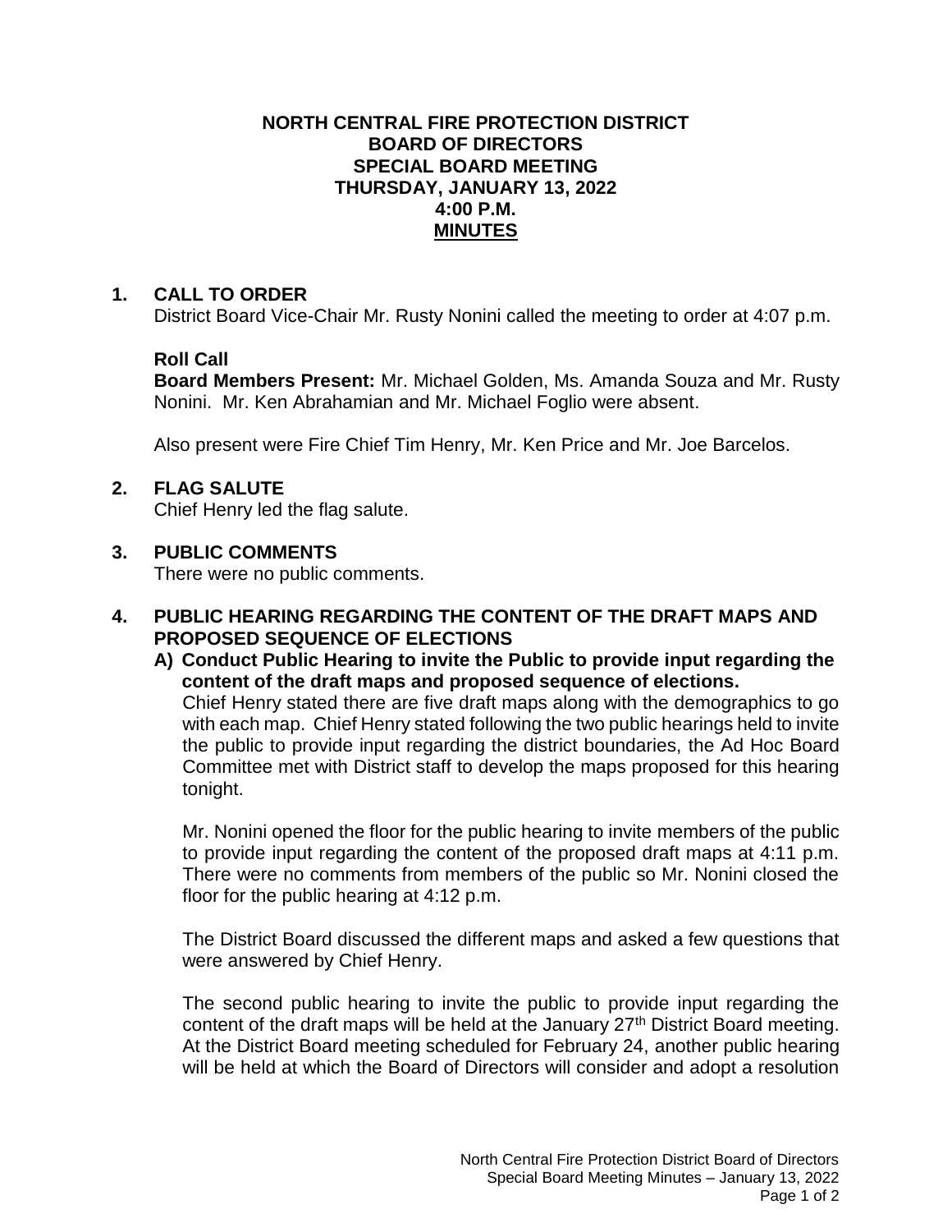# NORTH CENTRAL FIRE PROTECTION DISTRICT
## BOARD OF DIRECTORS
## SPECIAL BOARD MEETING
## THURSDAY, JANUARY 13, 2022
## 4:00 P.M.
## MINUTES

### 1. CALL TO ORDER

District Board Vice-Chair Mr. Rusty Nonini called the meeting to order at 4:07 p.m.

**Roll Call**

**Board Members Present:** Mr. Michael Golden, Ms. Amanda Souza and Mr. Rusty Nonini. Mr. Ken Abrahamian and Mr. Michael Foglio were absent.

Also present were Fire Chief Tim Henry, Mr. Ken Price and Mr. Joe Barcelos.

### 2. FLAG SALUTE

Chief Henry led the flag salute.

### 3. PUBLIC COMMENTS

There were no public comments.

### 4. PUBLIC HEARING REGARDING THE CONTENT OF THE DRAFT MAPS AND PROPOSED SEQUENCE OF ELECTIONS

**A) Conduct Public Hearing to invite the Public to provide input regarding the content of the draft maps and proposed sequence of elections.**

Chief Henry stated there are five draft maps along with the demographics to go with each map. Chief Henry stated following the two public hearings held to invite the public to provide input regarding the district boundaries, the Ad Hoc Board Committee met with District staff to develop the maps proposed for this hearing tonight.

Mr. Nonini opened the floor for the public hearing to invite members of the public to provide input regarding the content of the proposed draft maps at 4:11 p.m. There were no comments from members of the public so Mr. Nonini closed the floor for the public hearing at 4:12 p.m.

The District Board discussed the different maps and asked a few questions that were answered by Chief Henry.

The second public hearing to invite the public to provide input regarding the content of the draft maps will be held at the January 27th District Board meeting. At the District Board meeting scheduled for February 24, another public hearing will be held at which the Board of Directors will consider and adopt a resolution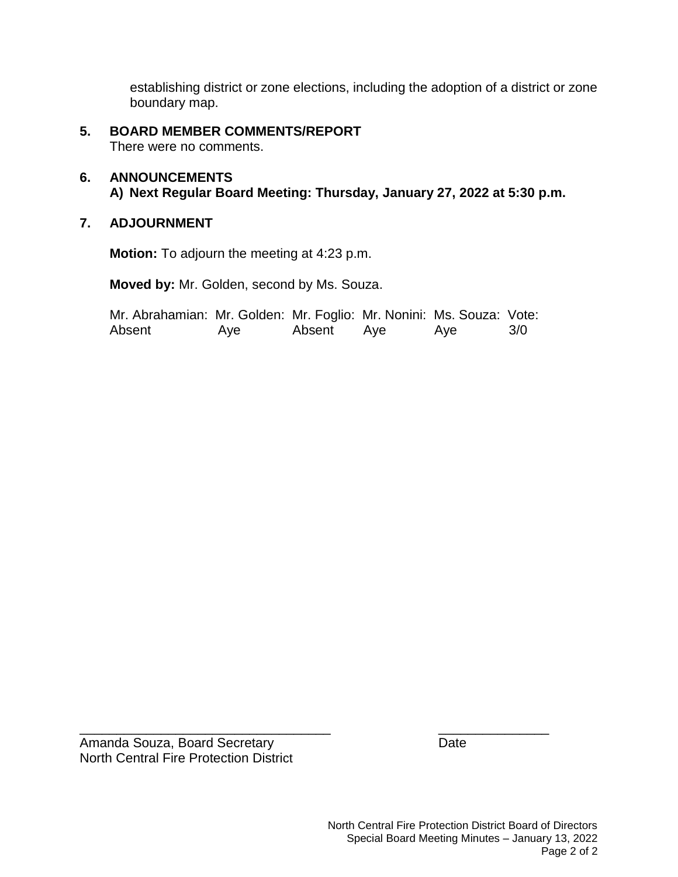establishing district or zone elections, including the adoption of a district or zone boundary map.

## 5. BOARD MEMBER COMMENTS/REPORT

There were no comments.

## 6. ANNOUNCEMENTS

**A) Next Regular Board Meeting: Thursday, January 27, 2022 at 5:30 p.m.**

## 7. ADJOURNMENT

**Motion:** To adjourn the meeting at 4:23 p.m.

**Moved by:** Mr. Golden, second by Ms. Souza.

| Mr. Abrahamian: | Mr. Golden: | Mr. Foglio: | Mr. Nonini: | Ms. Souza: | Vote: |
|---|---|---|---|---|---|
| Absent | Aye | Absent | Aye | Aye | 3/0 |

\_\_\_\_\_\_\_\_\_\_\_\_\_\_\_\_\_\_\_\_\_\_\_\_\_\_\_\_\_\_\_\_\_\_\_ \_\_\_\_\_\_\_\_\_\_\_\_\_\_\_
Amanda Souza, Board Secretary Date
North Central Fire Protection District